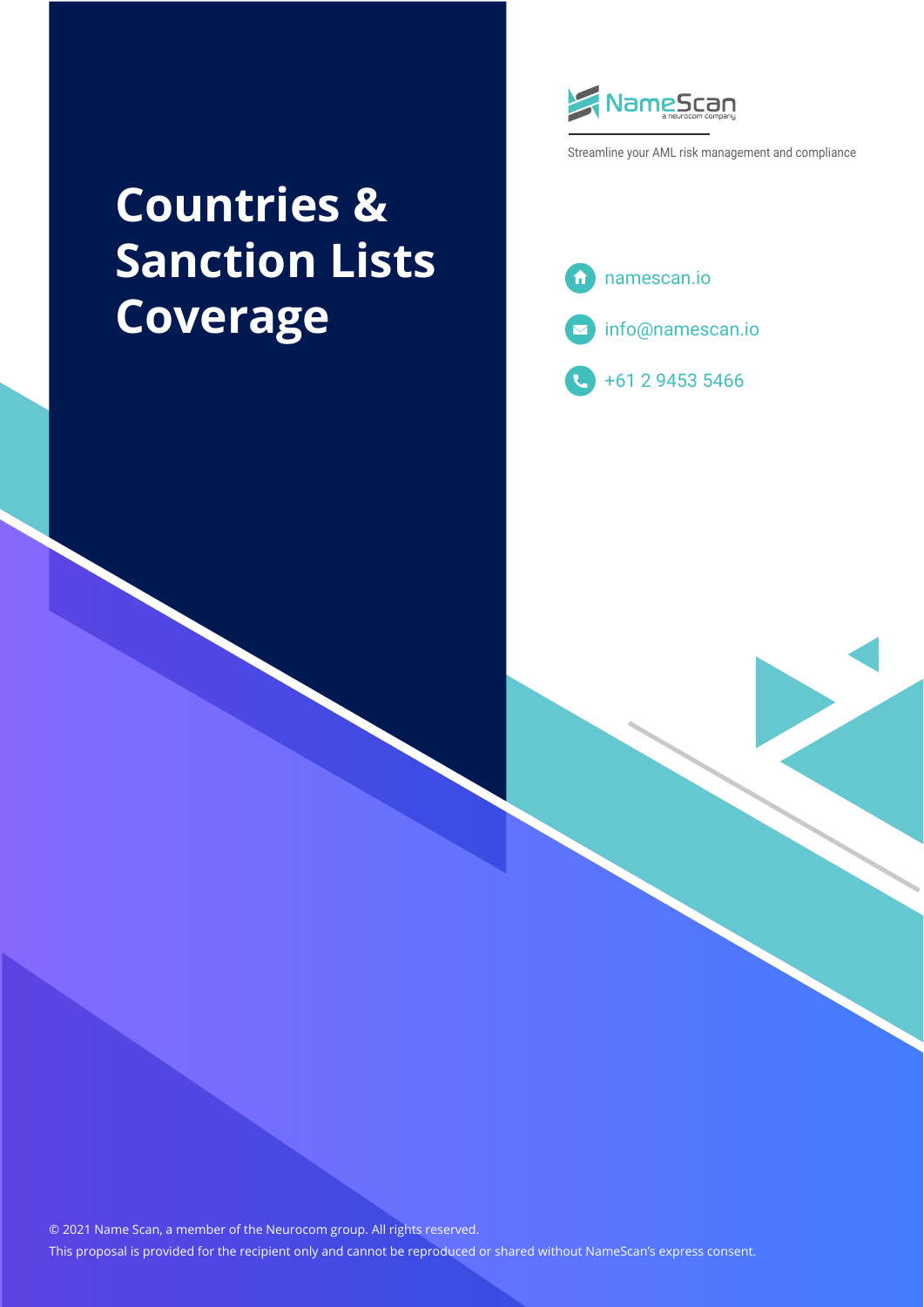# Countries & Sanction Lists Coverage

NameScan
a neurocom company

Streamline your AML risk management and compliance

namescan.io

info@namescan.io

+61 2 9453 5466

© 2021 Name Scan, a member of the Neurocom group. All rights reserved.

This proposal is provided for the recipient only and cannot be reproduced or shared without NameScan's express consent.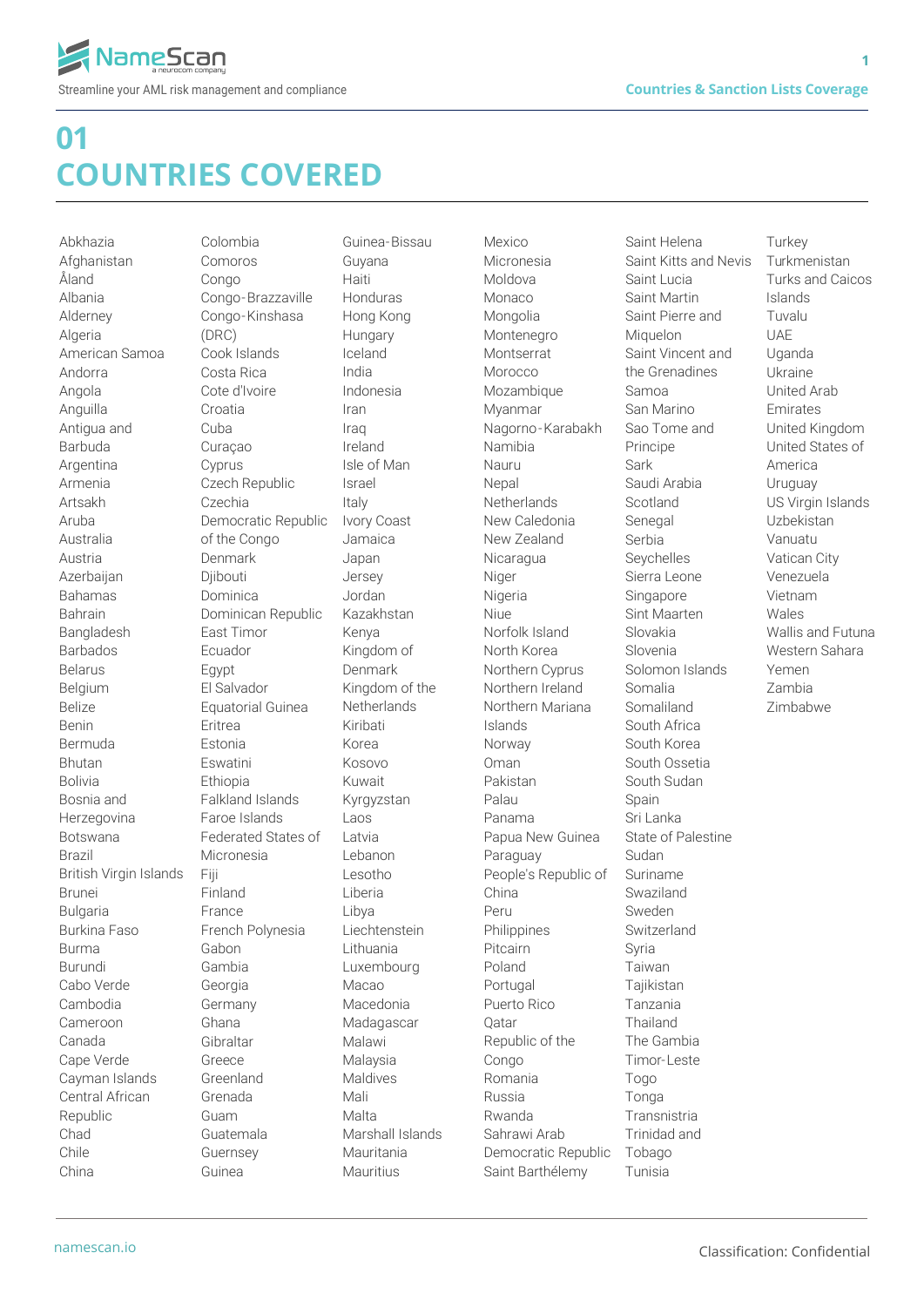# 01
# COUNTRIES COVERED

Abkhazia
Afghanistan
Åland
Albania
Alderney
Algeria
American Samoa
Andorra
Angola
Anguilla
Antigua and Barbuda
Argentina
Armenia
Artsakh
Aruba
Australia
Austria
Azerbaijan
Bahamas
Bahrain
Bangladesh
Barbados
Belarus
Belgium
Belize
Benin
Bermuda
Bhutan
Bolivia
Bosnia and Herzegovina
Botswana
Brazil
British Virgin Islands
Brunei
Bulgaria
Burkina Faso
Burma
Burundi
Cabo Verde
Cambodia
Cameroon
Canada
Cape Verde
Cayman Islands
Central African Republic
Chad
Chile
China
Colombia
Comoros
Congo
Congo-Brazzaville
Congo-Kinshasa (DRC)
Cook Islands
Costa Rica
Cote d'Ivoire
Croatia
Cuba
Curaçao
Cyprus
Czech Republic
Czechia
Democratic Republic of the Congo
Denmark
Djibouti
Dominica
Dominican Republic
East Timor
Ecuador
Egypt
El Salvador
Equatorial Guinea
Eritrea
Estonia
Eswatini
Ethiopia
Falkland Islands
Faroe Islands
Federated States of Micronesia
Fiji
Finland
France
French Polynesia
Gabon
Gambia
Georgia
Germany
Ghana
Gibraltar
Greece
Greenland
Grenada
Guam
Guatemala
Guernsey
Guinea
Guinea-Bissau
Guyana
Haiti
Honduras
Hong Kong
Hungary
Iceland
India
Indonesia
Iran
Iraq
Ireland
Isle of Man
Israel
Italy
Ivory Coast
Jamaica
Japan
Jersey
Jordan
Kazakhstan
Kenya
Kingdom of Denmark
Kingdom of the Netherlands
Kiribati
Korea
Kosovo
Kuwait
Kyrgyzstan
Laos
Latvia
Lebanon
Lesotho
Liberia
Libya
Liechtenstein
Lithuania
Luxembourg
Macao
Macedonia
Madagascar
Malawi
Malaysia
Maldives
Mali
Malta
Marshall Islands
Mauritania
Mauritius
Mexico
Micronesia
Moldova
Monaco
Mongolia
Montenegro
Montserrat
Morocco
Mozambique
Myanmar
Nagorno-Karabakh
Namibia
Nauru
Nepal
Netherlands
New Caledonia
New Zealand
Nicaragua
Niger
Nigeria
Niue
Norfolk Island
North Korea
Northern Cyprus
Northern Ireland
Northern Mariana Islands
Norway
Oman
Pakistan
Palau
Panama
Papua New Guinea
Paraguay
People's Republic of China
Peru
Philippines
Pitcairn
Poland
Portugal
Puerto Rico
Qatar
Republic of the Congo
Romania
Russia
Rwanda
Sahrawi Arab Democratic Republic
Saint Barthélemy
Saint Helena
Saint Kitts and Nevis
Saint Lucia
Saint Martin
Saint Pierre and Miquelon
Saint Vincent and the Grenadines
Samoa
San Marino
Sao Tome and Principe
Sark
Saudi Arabia
Scotland
Senegal
Serbia
Seychelles
Sierra Leone
Singapore
Sint Maarten
Slovakia
Slovenia
Solomon Islands
Somalia
Somaliland
South Africa
South Korea
South Ossetia
South Sudan
Spain
Sri Lanka
State of Palestine
Sudan
Suriname
Swaziland
Sweden
Switzerland
Syria
Taiwan
Tajikistan
Tanzania
Thailand
The Gambia
Timor-Leste
Togo
Tonga
Transnistria
Trinidad and Tobago
Tunisia
Turkey
Turkmenistan
Turks and Caicos Islands
Tuvalu
UAE
Uganda
Ukraine
United Arab Emirates
United Kingdom
United States of America
Uruguay
US Virgin Islands
Uzbekistan
Vanuatu
Vatican City
Venezuela
Vietnam
Wales
Wallis and Futuna
Western Sahara
Yemen
Zambia
Zimbabwe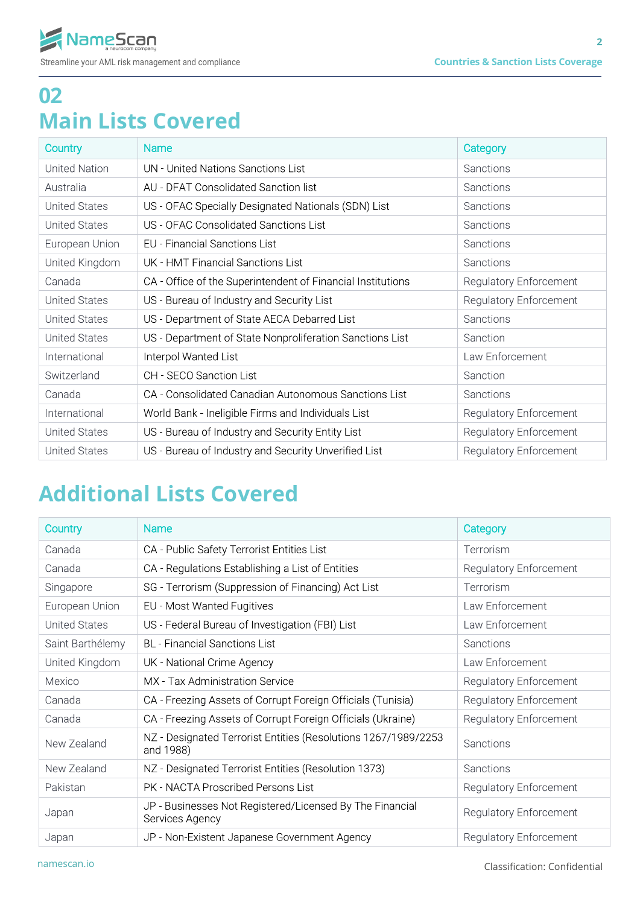# 02
# Main Lists Covered

| Country | Name | Category |
|---|---|---|
| United Nation | UN - United Nations Sanctions List | Sanctions |
| Australia | AU - DFAT Consolidated Sanction list | Sanctions |
| United States | US - OFAC Specially Designated Nationals (SDN) List | Sanctions |
| United States | US - OFAC Consolidated Sanctions List | Sanctions |
| European Union | EU - Financial Sanctions List | Sanctions |
| United Kingdom | UK - HMT Financial Sanctions List | Sanctions |
| Canada | CA - Office of the Superintendent of Financial Institutions | Regulatory Enforcement |
| United States | US - Bureau of Industry and Security List | Regulatory Enforcement |
| United States | US - Department of State AECA Debarred List | Sanctions |
| United States | US - Department of State Nonproliferation Sanctions List | Sanction |
| International | Interpol Wanted List | Law Enforcement |
| Switzerland | CH - SECO Sanction List | Sanction |
| Canada | CA - Consolidated Canadian Autonomous Sanctions List | Sanctions |
| International | World Bank - Ineligible Firms and Individuals List | Regulatory Enforcement |
| United States | US - Bureau of Industry and Security Entity List | Regulatory Enforcement |
| United States | US - Bureau of Industry and Security Unverified List | Regulatory Enforcement |

# Additional Lists Covered

| Country | Name | Category |
|---|---|---|
| Canada | CA - Public Safety Terrorist Entities List | Terrorism |
| Canada | CA - Regulations Establishing a List of Entities | Regulatory Enforcement |
| Singapore | SG - Terrorism (Suppression of Financing) Act List | Terrorism |
| European Union | EU - Most Wanted Fugitives | Law Enforcement |
| United States | US - Federal Bureau of Investigation (FBI) List | Law Enforcement |
| Saint Barthélemy | BL - Financial Sanctions List | Sanctions |
| United Kingdom | UK - National Crime Agency | Law Enforcement |
| Mexico | MX - Tax Administration Service | Regulatory Enforcement |
| Canada | CA - Freezing Assets of Corrupt Foreign Officials (Tunisia) | Regulatory Enforcement |
| Canada | CA - Freezing Assets of Corrupt Foreign Officials (Ukraine) | Regulatory Enforcement |
| New Zealand | NZ - Designated Terrorist Entities (Resolutions 1267/1989/2253 and 1988) | Sanctions |
| New Zealand | NZ - Designated Terrorist Entities (Resolution 1373) | Sanctions |
| Pakistan | PK - NACTA Proscribed Persons List | Regulatory Enforcement |
| Japan | JP - Businesses Not Registered/Licensed By The Financial Services Agency | Regulatory Enforcement |
| Japan | JP - Non-Existent Japanese Government Agency | Regulatory Enforcement |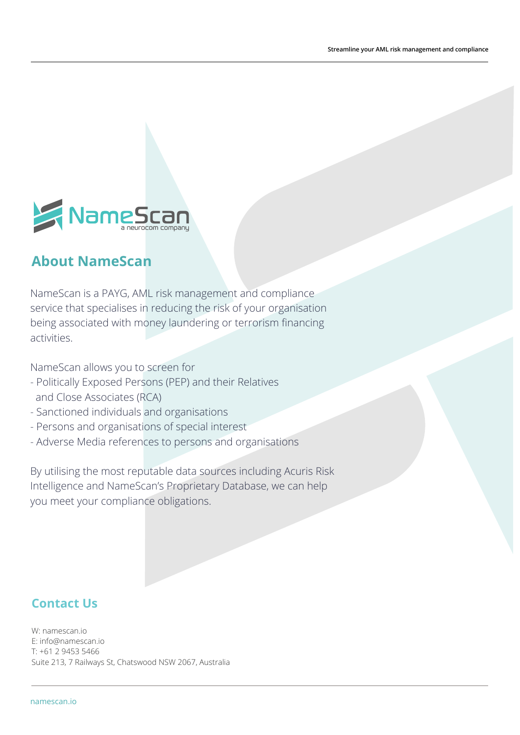NameScan
a neurocom company

## About NameScan

NameScan is a PAYG, AML risk management and compliance service that specialises in reducing the risk of your organisation being associated with money laundering or terrorism financing activities.

NameScan allows you to screen for

- Politically Exposed Persons (PEP) and their Relatives and Close Associates (RCA)
- Sanctioned individuals and organisations
- Persons and organisations of special interest
- Adverse Media references to persons and organisations

By utilising the most reputable data sources including Acuris Risk Intelligence and NameScan's Proprietary Database, we can help you meet your compliance obligations.

## Contact Us

W: namescan.io
E: info@namescan.io
T: +61 2 9453 5466
Suite 213, 7 Railways St, Chatswood NSW 2067, Australia